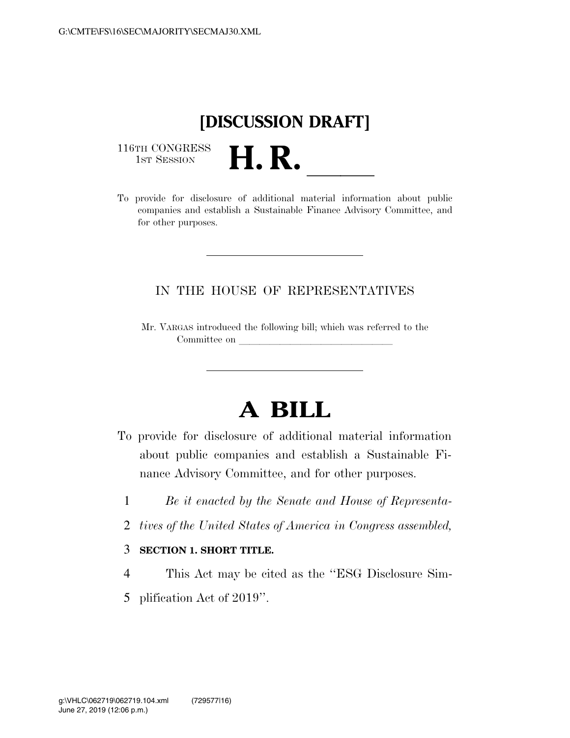**[DISCUSSION DRAFT]**

116TH CONGRESS
1ST SESSION

# H. R. \_\_\_\_\_\_

To provide for disclosure of additional material information about public companies and establish a Sustainable Finance Advisory Committee, and for other purposes.

---

IN THE HOUSE OF REPRESENTATIVES

Mr. VARGAS introduced the following bill; which was referred to the Committee on \_\_\_\_\_\_\_\_\_\_\_\_\_\_\_\_\_\_\_\_\_\_\_\_\_\_\_\_\_\_

---

# A BILL

To provide for disclosure of additional material information about public companies and establish a Sustainable Finance Advisory Committee, and for other purposes.

*Be it enacted by the Senate and House of Representatives of the United States of America in Congress assembled,*

**SECTION 1. SHORT TITLE.**

This Act may be cited as the "ESG Disclosure Simplification Act of 2019".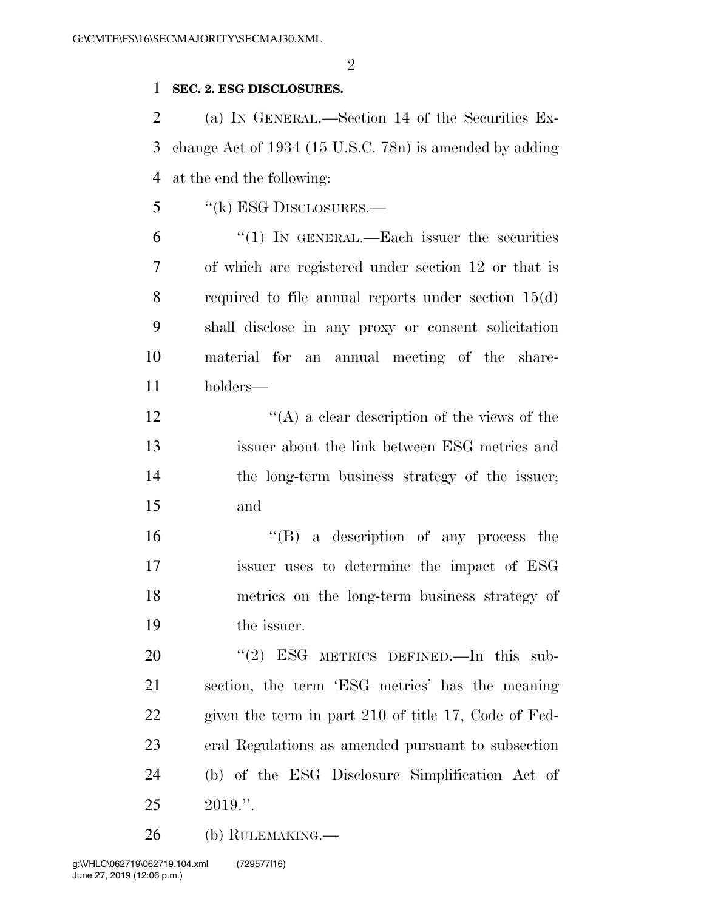**SEC. 2. ESG DISCLOSURES.**

(a) IN GENERAL.—Section 14 of the Securities Exchange Act of 1934 (15 U.S.C. 78n) is amended by adding at the end the following:

"(k) ESG DISCLOSURES.—

"(1) IN GENERAL.—Each issuer the securities of which are registered under section 12 or that is required to file annual reports under section 15(d) shall disclose in any proxy or consent solicitation material for an annual meeting of the shareholders—

"(A) a clear description of the views of the issuer about the link between ESG metrics and the long-term business strategy of the issuer; and

"(B) a description of any process the issuer uses to determine the impact of ESG metrics on the long-term business strategy of the issuer.

"(2) ESG METRICS DEFINED.—In this subsection, the term 'ESG metrics' has the meaning given the term in part 210 of title 17, Code of Federal Regulations as amended pursuant to subsection (b) of the ESG Disclosure Simplification Act of 2019.".

(b) RULEMAKING.—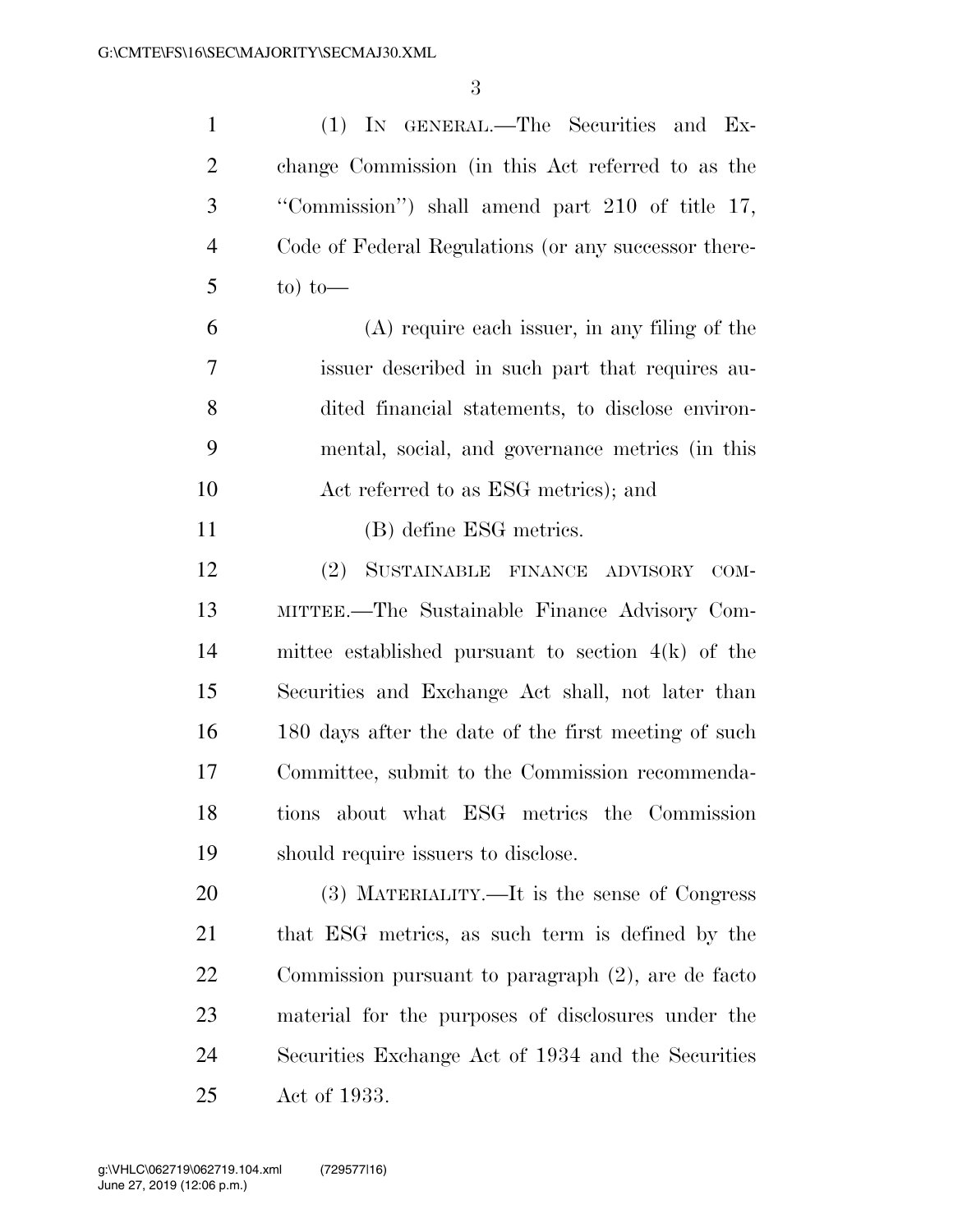(1) IN GENERAL.—The Securities and Exchange Commission (in this Act referred to as the ''Commission'') shall amend part 210 of title 17, Code of Federal Regulations (or any successor thereto) to—

(A) require each issuer, in any filing of the issuer described in such part that requires audited financial statements, to disclose environmental, social, and governance metrics (in this Act referred to as ESG metrics); and

(B) define ESG metrics.

(2) SUSTAINABLE FINANCE ADVISORY COMMITTEE.—The Sustainable Finance Advisory Committee established pursuant to section 4(k) of the Securities and Exchange Act shall, not later than 180 days after the date of the first meeting of such Committee, submit to the Commission recommendations about what ESG metrics the Commission should require issuers to disclose.

(3) MATERIALITY.—It is the sense of Congress that ESG metrics, as such term is defined by the Commission pursuant to paragraph (2), are de facto material for the purposes of disclosures under the Securities Exchange Act of 1934 and the Securities Act of 1933.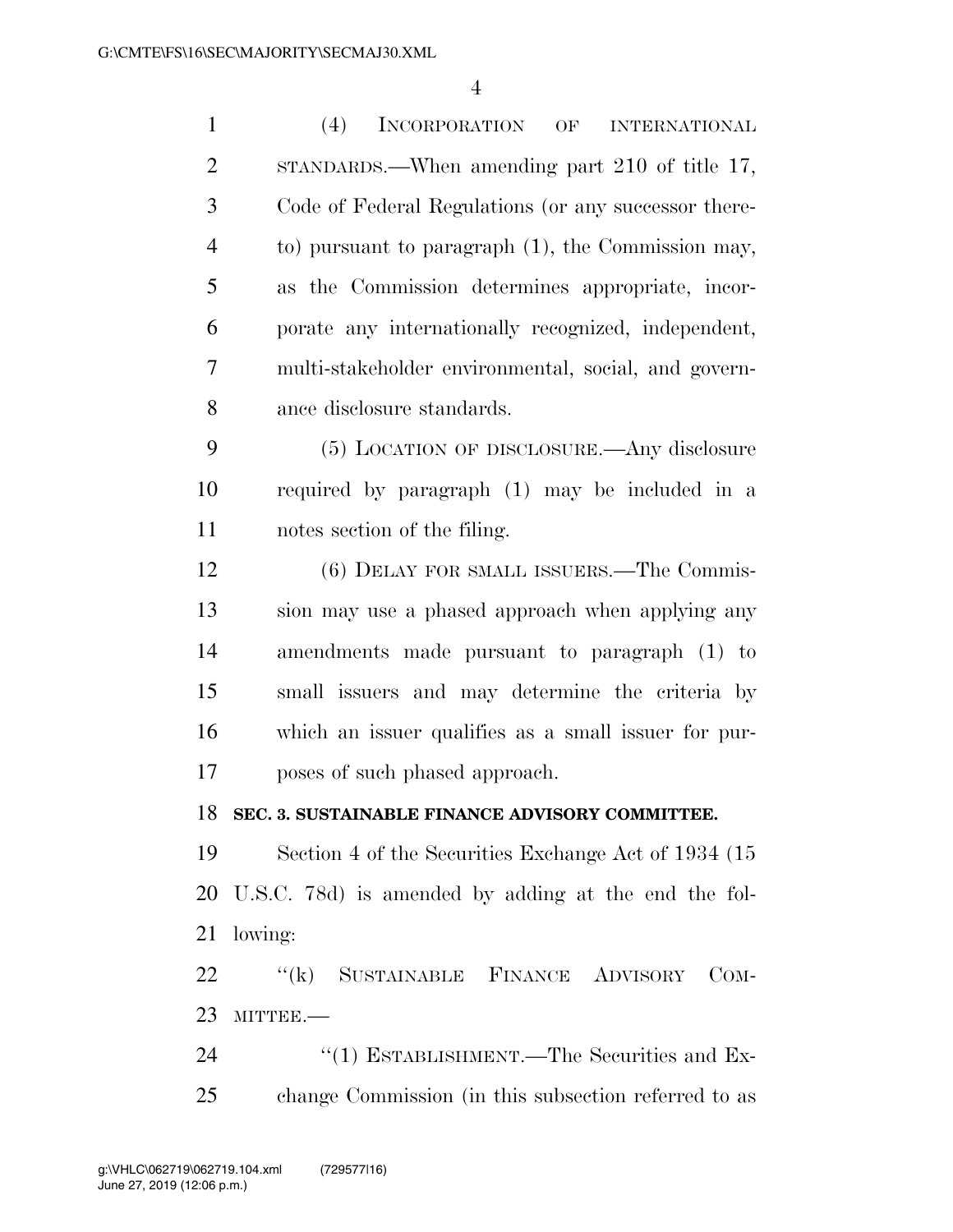(4) INCORPORATION OF INTERNATIONAL STANDARDS.—When amending part 210 of title 17, Code of Federal Regulations (or any successor thereto) pursuant to paragraph (1), the Commission may, as the Commission determines appropriate, incorporate any internationally recognized, independent, multi-stakeholder environmental, social, and governance disclosure standards.

(5) LOCATION OF DISCLOSURE.—Any disclosure required by paragraph (1) may be included in a notes section of the filing.

(6) DELAY FOR SMALL ISSUERS.—The Commission may use a phased approach when applying any amendments made pursuant to paragraph (1) to small issuers and may determine the criteria by which an issuer qualifies as a small issuer for purposes of such phased approach.

**SEC. 3. SUSTAINABLE FINANCE ADVISORY COMMITTEE.**

Section 4 of the Securities Exchange Act of 1934 (15 U.S.C. 78d) is amended by adding at the end the following:

"(k) SUSTAINABLE FINANCE ADVISORY COMMITTEE.—

"(1) ESTABLISHMENT.—The Securities and Exchange Commission (in this subsection referred to as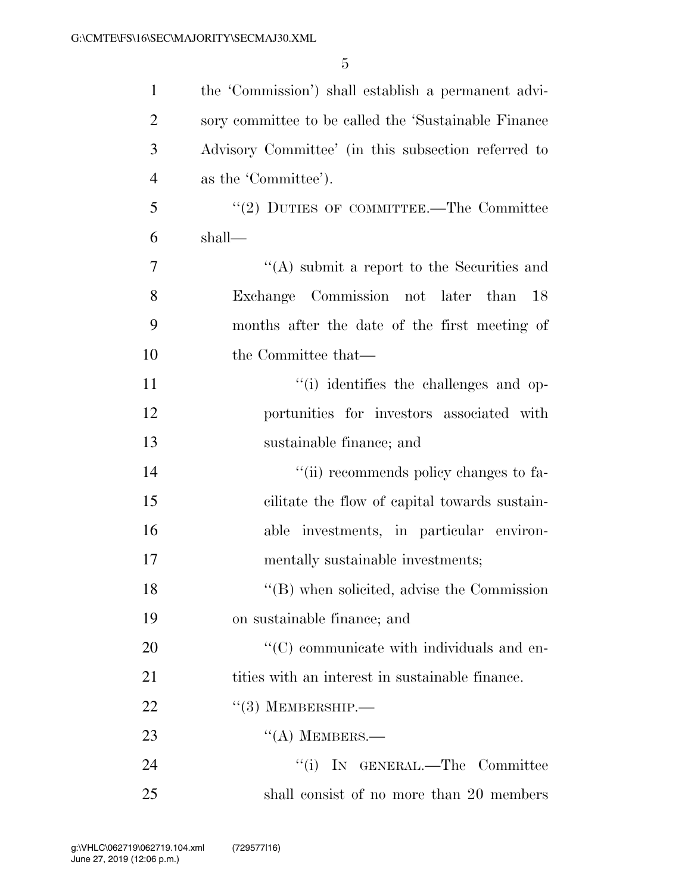the 'Commission') shall establish a permanent advisory committee to be called the 'Sustainable Finance Advisory Committee' (in this subsection referred to as the 'Committee').

"(2) DUTIES OF COMMITTEE.—The Committee shall—

"(A) submit a report to the Securities and Exchange Commission not later than 18 months after the date of the first meeting of the Committee that—

"(i) identifies the challenges and opportunities for investors associated with sustainable finance; and

"(ii) recommends policy changes to facilitate the flow of capital towards sustainable investments, in particular environmentally sustainable investments;

"(B) when solicited, advise the Commission on sustainable finance; and

"(C) communicate with individuals and entities with an interest in sustainable finance.

"(3) MEMBERSHIP.—

"(A) MEMBERS.—

"(i) IN GENERAL.—The Committee shall consist of no more than 20 members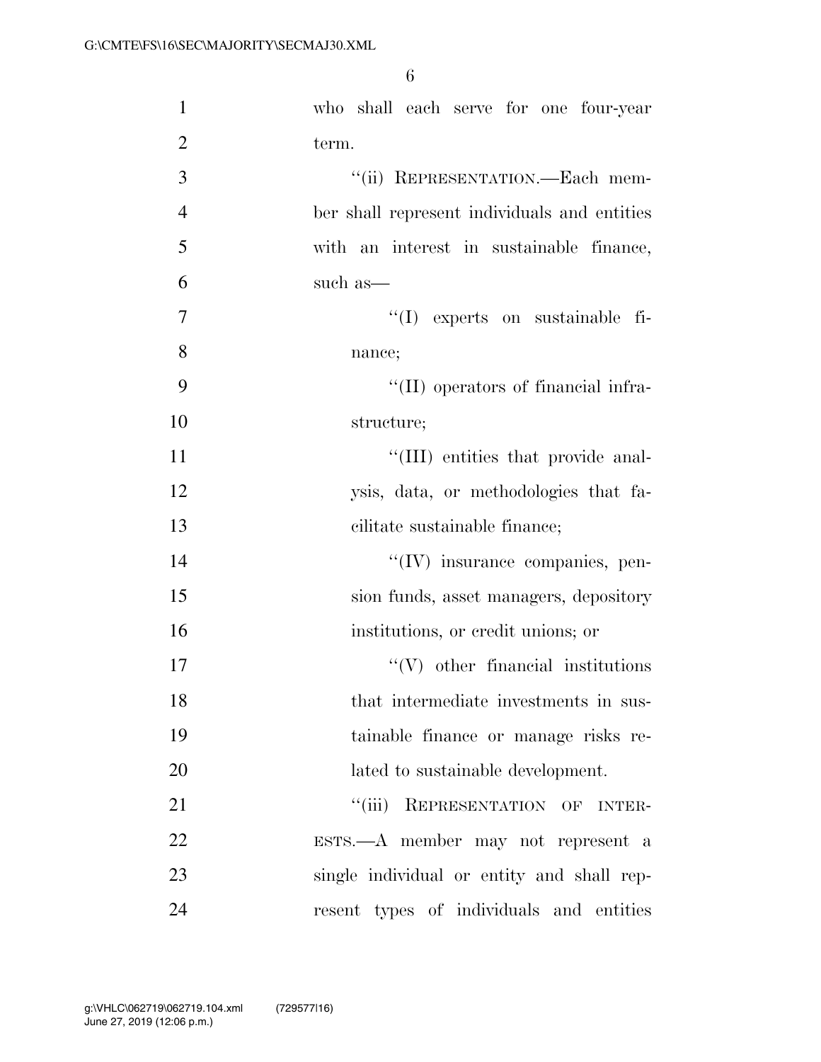who shall each serve for one four-year term.

"(ii) REPRESENTATION.—Each member shall represent individuals and entities with an interest in sustainable finance, such as—

"(I) experts on sustainable finance;

"(II) operators of financial infrastructure;

"(III) entities that provide analysis, data, or methodologies that facilitate sustainable finance;

"(IV) insurance companies, pension funds, asset managers, depository institutions, or credit unions; or

"(V) other financial institutions that intermediate investments in sustainable finance or manage risks related to sustainable development.

"(iii) REPRESENTATION OF INTERESTS.—A member may not represent a single individual or entity and shall represent types of individuals and entities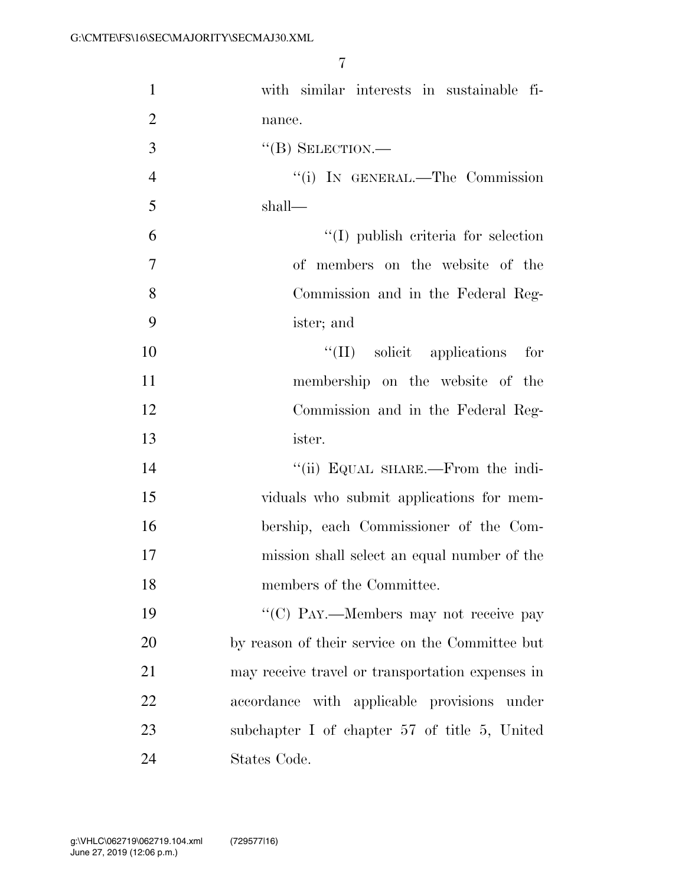with similar interests in sustainable finance.

''(B) SELECTION.—

''(i) IN GENERAL.—The Commission shall—

''(I) publish criteria for selection of members on the website of the Commission and in the Federal Register; and

''(II) solicit applications for membership on the website of the Commission and in the Federal Register.

''(ii) EQUAL SHARE.—From the individuals who submit applications for membership, each Commissioner of the Commission shall select an equal number of the members of the Committee.

''(C) PAY.—Members may not receive pay by reason of their service on the Committee but may receive travel or transportation expenses in accordance with applicable provisions under subchapter I of chapter 57 of title 5, United States Code.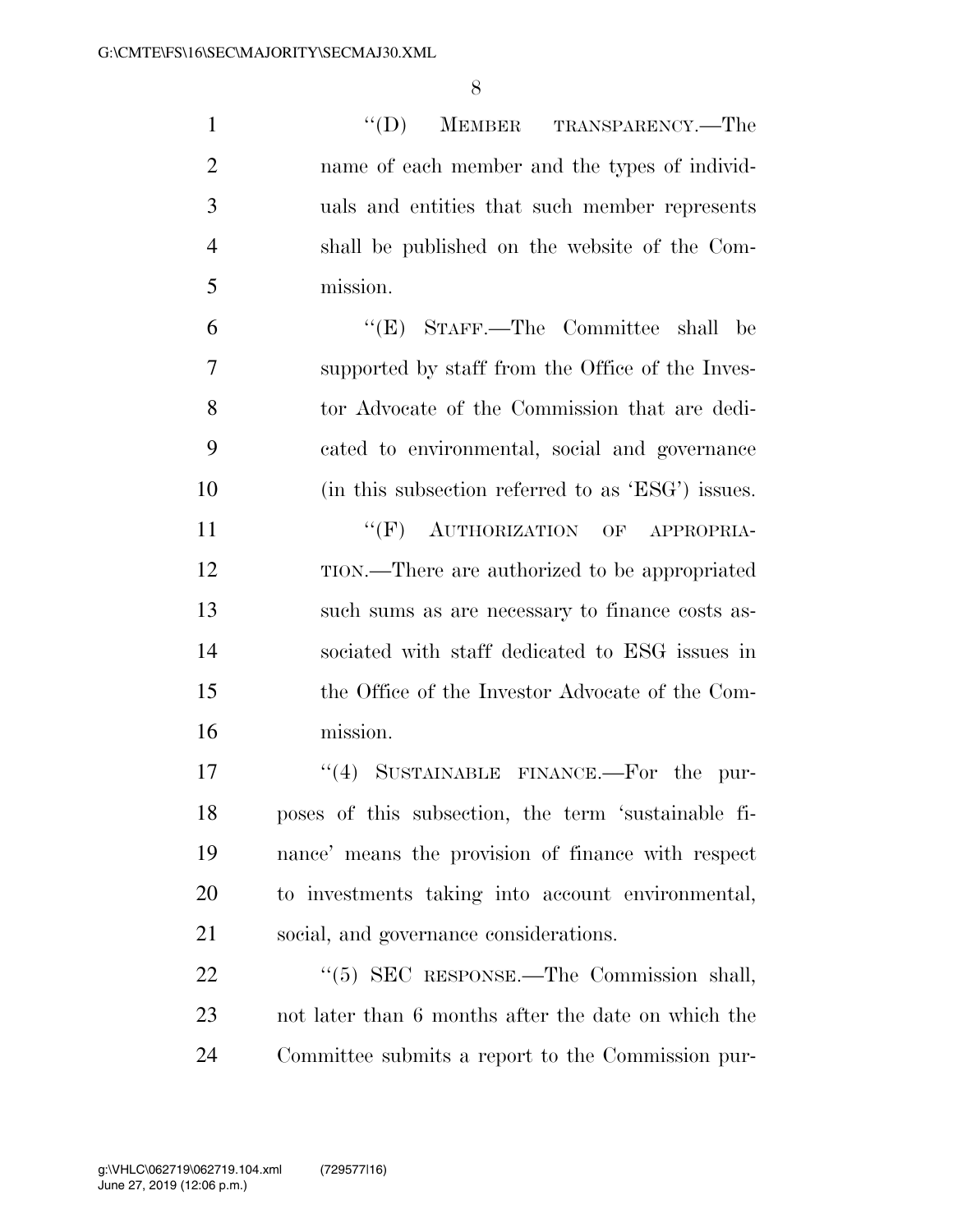"(D) MEMBER TRANSPARENCY.—The name of each member and the types of individuals and entities that such member represents shall be published on the website of the Commission.

"(E) STAFF.—The Committee shall be supported by staff from the Office of the Investor Advocate of the Commission that are dedicated to environmental, social and governance (in this subsection referred to as 'ESG') issues.

"(F) AUTHORIZATION OF APPROPRIATION.—There are authorized to be appropriated such sums as are necessary to finance costs associated with staff dedicated to ESG issues in the Office of the Investor Advocate of the Commission.

"(4) SUSTAINABLE FINANCE.—For the purposes of this subsection, the term 'sustainable finance' means the provision of finance with respect to investments taking into account environmental, social, and governance considerations.

"(5) SEC RESPONSE.—The Commission shall, not later than 6 months after the date on which the Committee submits a report to the Commission pur-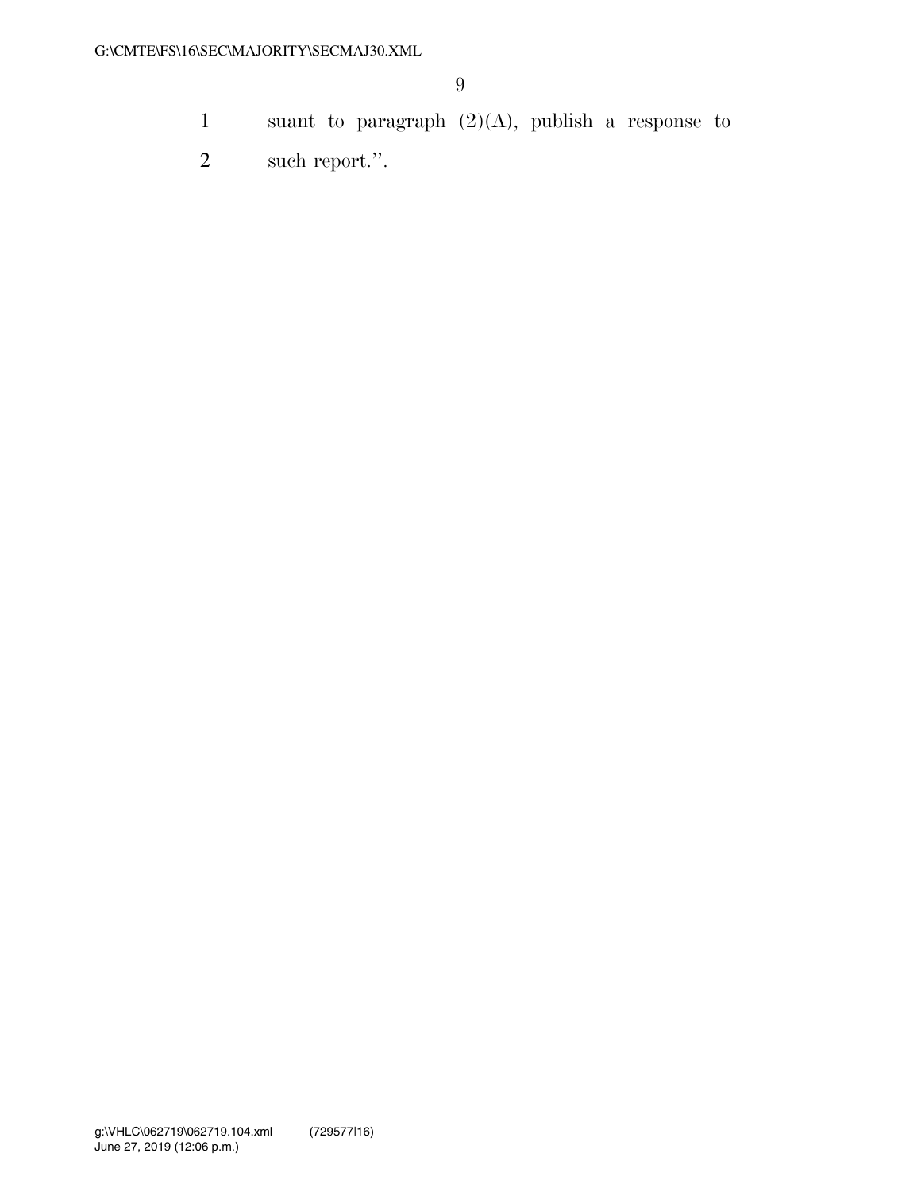suant to paragraph (2)(A), publish a response to such report.''.